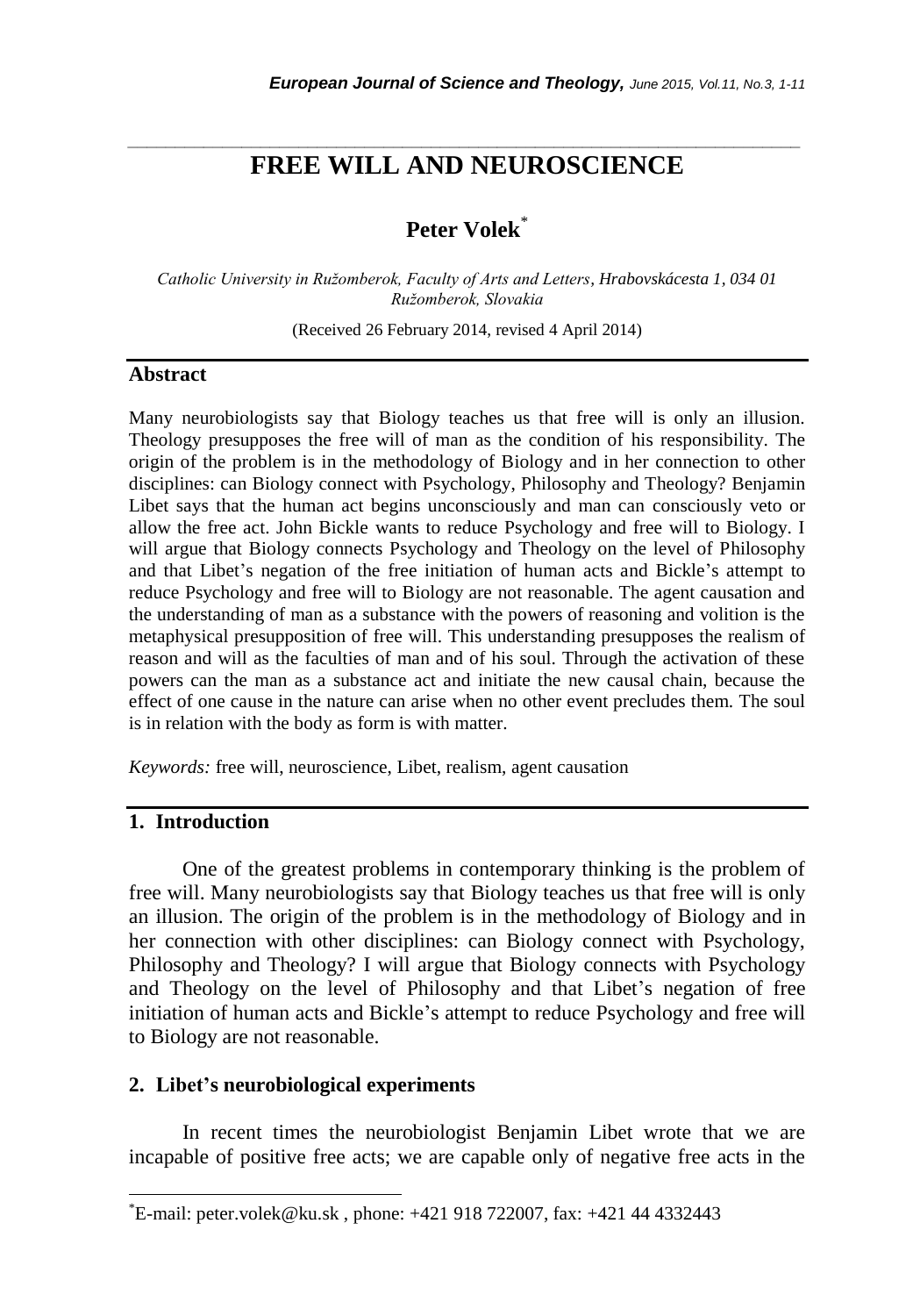# FREE WILL AND NEUROSCIENCE

**Peter Volek**[*]

*Catholic University in Ružomberok, Faculty of Arts and Letters, Hrabovskácesta 1, 034 01 Ružomberok, Slovakia*

(Received 26 February 2014, revised 4 April 2014)

## Abstract

Many neurobiologists say that Biology teaches us that free will is only an illusion. Theology presupposes the free will of man as the condition of his responsibility. The origin of the problem is in the methodology of Biology and in her connection to other disciplines: can Biology connect with Psychology, Philosophy and Theology? Benjamin Libet says that the human act begins unconsciously and man can consciously veto or allow the free act. John Bickle wants to reduce Psychology and free will to Biology. I will argue that Biology connects Psychology and Theology on the level of Philosophy and that Libet's negation of the free initiation of human acts and Bickle's attempt to reduce Psychology and free will to Biology are not reasonable. The agent causation and the understanding of man as a substance with the powers of reasoning and volition is the metaphysical presupposition of free will. This understanding presupposes the realism of reason and will as the faculties of man and of his soul. Through the activation of these powers can the man as a substance act and initiate the new causal chain, because the effect of one cause in the nature can arise when no other event precludes them. The soul is in relation with the body as form is with matter.

*Keywords:* free will, neuroscience, Libet, realism, agent causation

## 1. Introduction

One of the greatest problems in contemporary thinking is the problem of free will. Many neurobiologists say that Biology teaches us that free will is only an illusion. The origin of the problem is in the methodology of Biology and in her connection with other disciplines: can Biology connect with Psychology, Philosophy and Theology? I will argue that Biology connects with Psychology and Theology on the level of Philosophy and that Libet's negation of free initiation of human acts and Bickle's attempt to reduce Psychology and free will to Biology are not reasonable.

## 2. Libet's neurobiological experiments

In recent times the neurobiologist Benjamin Libet wrote that we are incapable of positive free acts; we are capable only of negative free acts in the

---

[*] E-mail: peter.volek@ku.sk , phone: +421 918 722007, fax: +421 44 4332443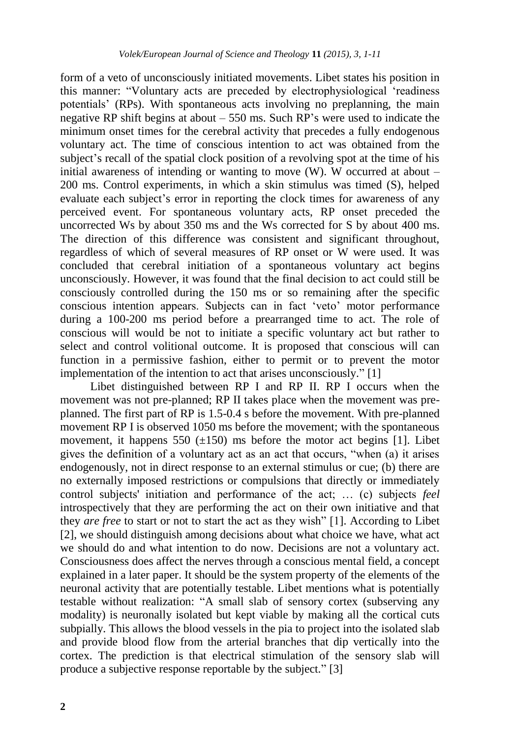form of a veto of unconsciously initiated movements. Libet states his position in this manner: "Voluntary acts are preceded by electrophysiological 'readiness potentials' (RPs). With spontaneous acts involving no preplanning, the main negative RP shift begins at about – 550 ms. Such RP's were used to indicate the minimum onset times for the cerebral activity that precedes a fully endogenous voluntary act. The time of conscious intention to act was obtained from the subject's recall of the spatial clock position of a revolving spot at the time of his initial awareness of intending or wanting to move (W). W occurred at about – 200 ms. Control experiments, in which a skin stimulus was timed (S), helped evaluate each subject's error in reporting the clock times for awareness of any perceived event. For spontaneous voluntary acts, RP onset preceded the uncorrected Ws by about 350 ms and the Ws corrected for S by about 400 ms. The direction of this difference was consistent and significant throughout, regardless of which of several measures of RP onset or W were used. It was concluded that cerebral initiation of a spontaneous voluntary act begins unconsciously. However, it was found that the final decision to act could still be consciously controlled during the 150 ms or so remaining after the specific conscious intention appears. Subjects can in fact 'veto' motor performance during a 100-200 ms period before a prearranged time to act. The role of conscious will would be not to initiate a specific voluntary act but rather to select and control volitional outcome. It is proposed that conscious will can function in a permissive fashion, either to permit or to prevent the motor implementation of the intention to act that arises unconsciously." [1]

Libet distinguished between RP I and RP II. RP I occurs when the movement was not pre-planned; RP II takes place when the movement was pre-planned. The first part of RP is 1.5-0.4 s before the movement. With pre-planned movement RP I is observed 1050 ms before the movement; with the spontaneous movement, it happens 550 (±150) ms before the motor act begins [1]. Libet gives the definition of a voluntary act as an act that occurs, "when (a) it arises endogenously, not in direct response to an external stimulus or cue; (b) there are no externally imposed restrictions or compulsions that directly or immediately control subjects' initiation and performance of the act; … (c) subjects *feel* introspectively that they are performing the act on their own initiative and that they *are free* to start or not to start the act as they wish" [1]. According to Libet [2], we should distinguish among decisions about what choice we have, what act we should do and what intention to do now. Decisions are not a voluntary act. Consciousness does affect the nerves through a conscious mental field, a concept explained in a later paper. It should be the system property of the elements of the neuronal activity that are potentially testable. Libet mentions what is potentially testable without realization: "A small slab of sensory cortex (subserving any modality) is neuronally isolated but kept viable by making all the cortical cuts subpially. This allows the blood vessels in the pia to project into the isolated slab and provide blood flow from the arterial branches that dip vertically into the cortex. The prediction is that electrical stimulation of the sensory slab will produce a subjective response reportable by the subject." [3]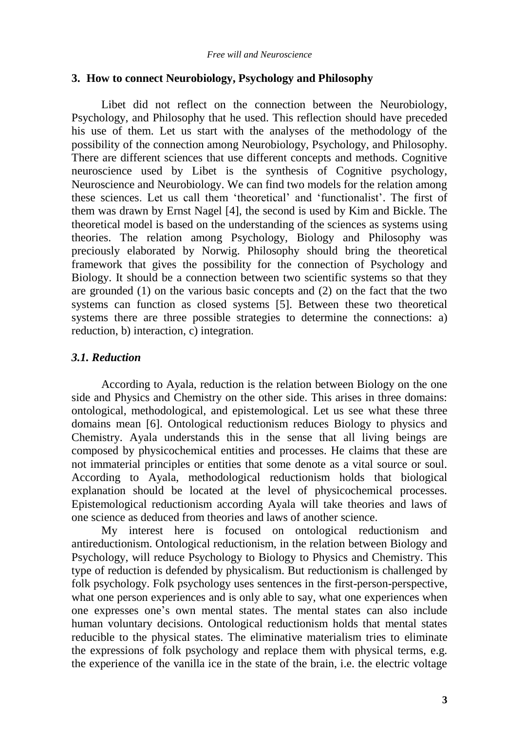## 3. How to connect Neurobiology, Psychology and Philosophy

Libet did not reflect on the connection between the Neurobiology, Psychology, and Philosophy that he used. This reflection should have preceded his use of them. Let us start with the analyses of the methodology of the possibility of the connection among Neurobiology, Psychology, and Philosophy. There are different sciences that use different concepts and methods. Cognitive neuroscience used by Libet is the synthesis of Cognitive psychology, Neuroscience and Neurobiology. We can find two models for the relation among these sciences. Let us call them 'theoretical' and 'functionalist'. The first of them was drawn by Ernst Nagel [4], the second is used by Kim and Bickle. The theoretical model is based on the understanding of the sciences as systems using theories. The relation among Psychology, Biology and Philosophy was preciously elaborated by Norwig. Philosophy should bring the theoretical framework that gives the possibility for the connection of Psychology and Biology. It should be a connection between two scientific systems so that they are grounded (1) on the various basic concepts and (2) on the fact that the two systems can function as closed systems [5]. Between these two theoretical systems there are three possible strategies to determine the connections: a) reduction, b) interaction, c) integration.

### *3.1. Reduction*

According to Ayala, reduction is the relation between Biology on the one side and Physics and Chemistry on the other side. This arises in three domains: ontological, methodological, and epistemological. Let us see what these three domains mean [6]. Ontological reductionism reduces Biology to physics and Chemistry. Ayala understands this in the sense that all living beings are composed by physicochemical entities and processes. He claims that these are not immaterial principles or entities that some denote as a vital source or soul. According to Ayala, methodological reductionism holds that biological explanation should be located at the level of physicochemical processes. Epistemological reductionism according Ayala will take theories and laws of one science as deduced from theories and laws of another science.

My interest here is focused on ontological reductionism and antireductionism. Ontological reductionism, in the relation between Biology and Psychology, will reduce Psychology to Biology to Physics and Chemistry. This type of reduction is defended by physicalism. But reductionism is challenged by folk psychology. Folk psychology uses sentences in the first-person-perspective, what one person experiences and is only able to say, what one experiences when one expresses one's own mental states. The mental states can also include human voluntary decisions. Ontological reductionism holds that mental states reducible to the physical states. The eliminative materialism tries to eliminate the expressions of folk psychology and replace them with physical terms, e.g. the experience of the vanilla ice in the state of the brain, i.e. the electric voltage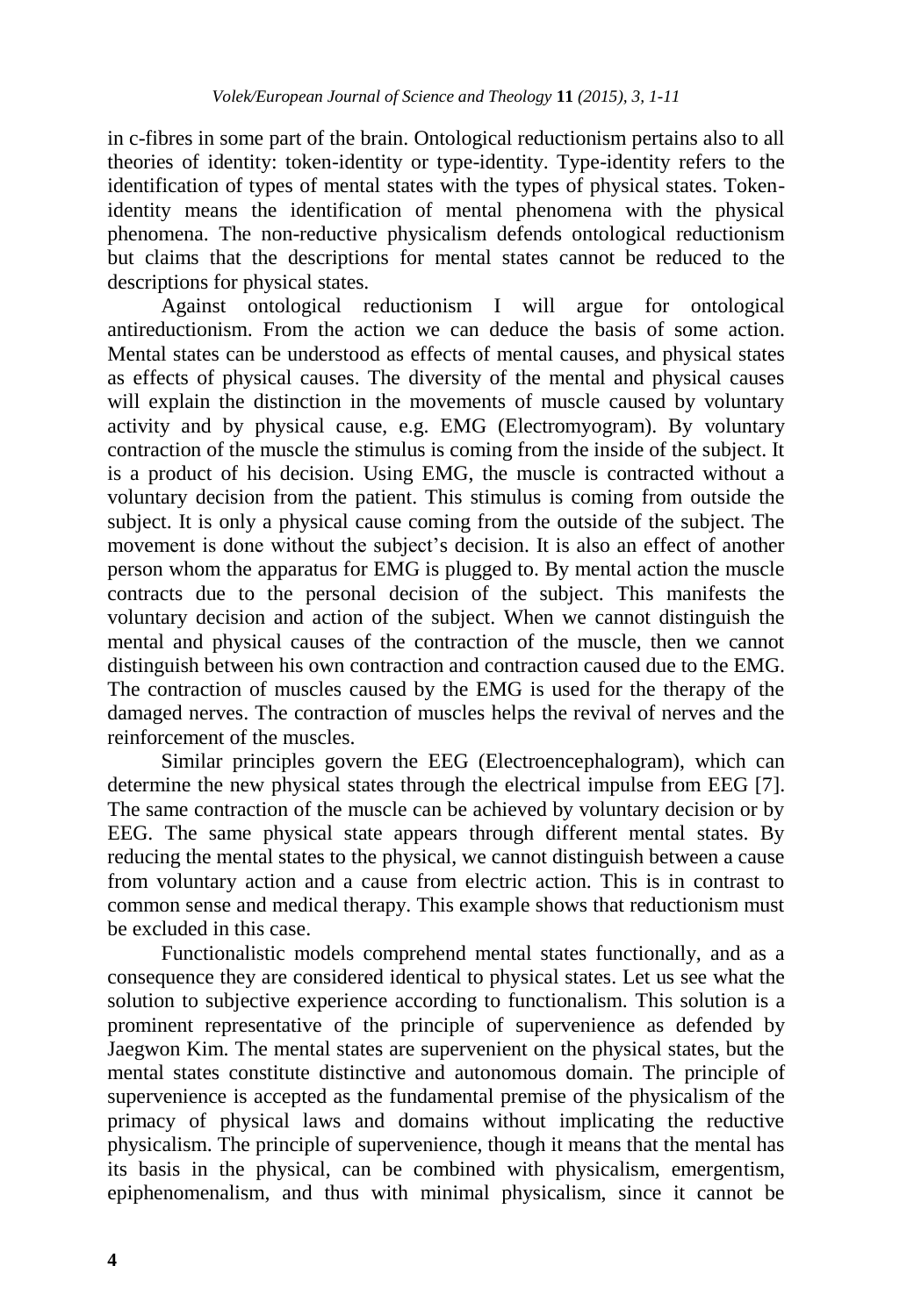in c-fibres in some part of the brain. Ontological reductionism pertains also to all theories of identity: token-identity or type-identity. Type-identity refers to the identification of types of mental states with the types of physical states. Token-identity means the identification of mental phenomena with the physical phenomena. The non-reductive physicalism defends ontological reductionism but claims that the descriptions for mental states cannot be reduced to the descriptions for physical states.

Against ontological reductionism I will argue for ontological antireductionism. From the action we can deduce the basis of some action. Mental states can be understood as effects of mental causes, and physical states as effects of physical causes. The diversity of the mental and physical causes will explain the distinction in the movements of muscle caused by voluntary activity and by physical cause, e.g. EMG (Electromyogram). By voluntary contraction of the muscle the stimulus is coming from the inside of the subject. It is a product of his decision. Using EMG, the muscle is contracted without a voluntary decision from the patient. This stimulus is coming from outside the subject. It is only a physical cause coming from the outside of the subject. The movement is done without the subject's decision. It is also an effect of another person whom the apparatus for EMG is plugged to. By mental action the muscle contracts due to the personal decision of the subject. This manifests the voluntary decision and action of the subject. When we cannot distinguish the mental and physical causes of the contraction of the muscle, then we cannot distinguish between his own contraction and contraction caused due to the EMG. The contraction of muscles caused by the EMG is used for the therapy of the damaged nerves. The contraction of muscles helps the revival of nerves and the reinforcement of the muscles.

Similar principles govern the EEG (Electroencephalogram), which can determine the new physical states through the electrical impulse from EEG [7]. The same contraction of the muscle can be achieved by voluntary decision or by EEG. The same physical state appears through different mental states. By reducing the mental states to the physical, we cannot distinguish between a cause from voluntary action and a cause from electric action. This is in contrast to common sense and medical therapy. This example shows that reductionism must be excluded in this case.

Functionalistic models comprehend mental states functionally, and as a consequence they are considered identical to physical states. Let us see what the solution to subjective experience according to functionalism. This solution is a prominent representative of the principle of supervenience as defended by Jaegwon Kim. The mental states are supervenient on the physical states, but the mental states constitute distinctive and autonomous domain. The principle of supervenience is accepted as the fundamental premise of the physicalism of the primacy of physical laws and domains without implicating the reductive physicalism. The principle of supervenience, though it means that the mental has its basis in the physical, can be combined with physicalism, emergentism, epiphenomenalism, and thus with minimal physicalism, since it cannot be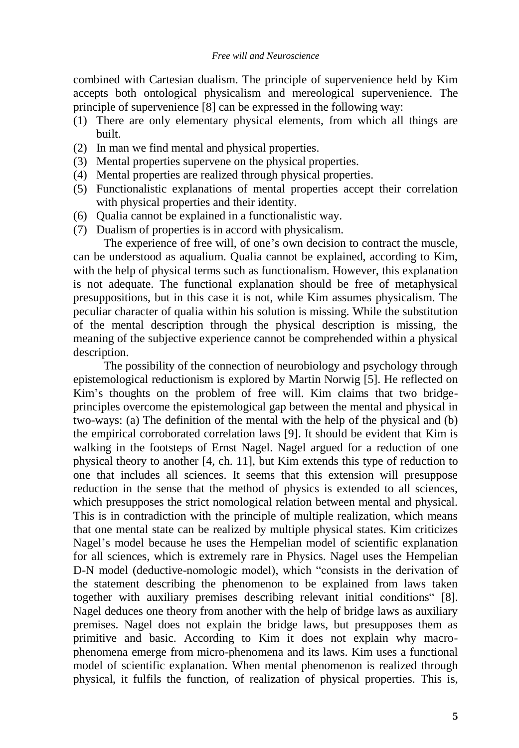combined with Cartesian dualism. The principle of supervenience held by Kim accepts both ontological physicalism and mereological supervenience. The principle of supervenience [8] can be expressed in the following way:

1. There are only elementary physical elements, from which all things are built.
2. In man we find mental and physical properties.
3. Mental properties supervene on the physical properties.
4. Mental properties are realized through physical properties.
5. Functionalistic explanations of mental properties accept their correlation with physical properties and their identity.
6. Qualia cannot be explained in a functionalistic way.
7. Dualism of properties is in accord with physicalism.

The experience of free will, of one's own decision to contract the muscle, can be understood as aqualium. Qualia cannot be explained, according to Kim, with the help of physical terms such as functionalism. However, this explanation is not adequate. The functional explanation should be free of metaphysical presuppositions, but in this case it is not, while Kim assumes physicalism. The peculiar character of qualia within his solution is missing. While the substitution of the mental description through the physical description is missing, the meaning of the subjective experience cannot be comprehended within a physical description.

The possibility of the connection of neurobiology and psychology through epistemological reductionism is explored by Martin Norwig [5]. He reflected on Kim's thoughts on the problem of free will. Kim claims that two bridge-principles overcome the epistemological gap between the mental and physical in two-ways: (a) The definition of the mental with the help of the physical and (b) the empirical corroborated correlation laws [9]. It should be evident that Kim is walking in the footsteps of Ernst Nagel. Nagel argued for a reduction of one physical theory to another [4, ch. 11], but Kim extends this type of reduction to one that includes all sciences. It seems that this extension will presuppose reduction in the sense that the method of physics is extended to all sciences, which presupposes the strict nomological relation between mental and physical. This is in contradiction with the principle of multiple realization, which means that one mental state can be realized by multiple physical states. Kim criticizes Nagel's model because he uses the Hempelian model of scientific explanation for all sciences, which is extremely rare in Physics. Nagel uses the Hempelian D-N model (deductive-nomologic model), which "consists in the derivation of the statement describing the phenomenon to be explained from laws taken together with auxiliary premises describing relevant initial conditions" [8]. Nagel deduces one theory from another with the help of bridge laws as auxiliary premises. Nagel does not explain the bridge laws, but presupposes them as primitive and basic. According to Kim it does not explain why macro-phenomena emerge from micro-phenomena and its laws. Kim uses a functional model of scientific explanation. When mental phenomenon is realized through physical, it fulfils the function, of realization of physical properties. This is,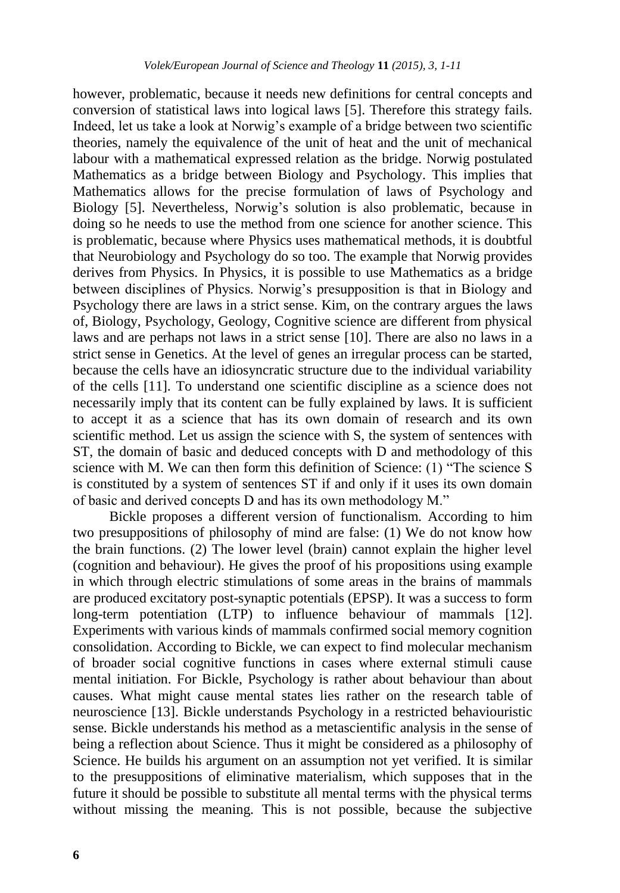however, problematic, because it needs new definitions for central concepts and conversion of statistical laws into logical laws [5]. Therefore this strategy fails. Indeed, let us take a look at Norwig's example of a bridge between two scientific theories, namely the equivalence of the unit of heat and the unit of mechanical labour with a mathematical expressed relation as the bridge. Norwig postulated Mathematics as a bridge between Biology and Psychology. This implies that Mathematics allows for the precise formulation of laws of Psychology and Biology [5]. Nevertheless, Norwig's solution is also problematic, because in doing so he needs to use the method from one science for another science. This is problematic, because where Physics uses mathematical methods, it is doubtful that Neurobiology and Psychology do so too. The example that Norwig provides derives from Physics. In Physics, it is possible to use Mathematics as a bridge between disciplines of Physics. Norwig's presupposition is that in Biology and Psychology there are laws in a strict sense. Kim, on the contrary argues the laws of, Biology, Psychology, Geology, Cognitive science are different from physical laws and are perhaps not laws in a strict sense [10]. There are also no laws in a strict sense in Genetics. At the level of genes an irregular process can be started, because the cells have an idiosyncratic structure due to the individual variability of the cells [11]. To understand one scientific discipline as a science does not necessarily imply that its content can be fully explained by laws. It is sufficient to accept it as a science that has its own domain of research and its own scientific method. Let us assign the science with S, the system of sentences with ST, the domain of basic and deduced concepts with D and methodology of this science with M. We can then form this definition of Science: (1) "The science S is constituted by a system of sentences ST if and only if it uses its own domain of basic and derived concepts D and has its own methodology M."

Bickle proposes a different version of functionalism. According to him two presuppositions of philosophy of mind are false: (1) We do not know how the brain functions. (2) The lower level (brain) cannot explain the higher level (cognition and behaviour). He gives the proof of his propositions using example in which through electric stimulations of some areas in the brains of mammals are produced excitatory post-synaptic potentials (EPSP). It was a success to form long-term potentiation (LTP) to influence behaviour of mammals [12]. Experiments with various kinds of mammals confirmed social memory cognition consolidation. According to Bickle, we can expect to find molecular mechanism of broader social cognitive functions in cases where external stimuli cause mental initiation. For Bickle, Psychology is rather about behaviour than about causes. What might cause mental states lies rather on the research table of neuroscience [13]. Bickle understands Psychology in a restricted behaviouristic sense. Bickle understands his method as a metascientific analysis in the sense of being a reflection about Science. Thus it might be considered as a philosophy of Science. He builds his argument on an assumption not yet verified. It is similar to the presuppositions of eliminative materialism, which supposes that in the future it should be possible to substitute all mental terms with the physical terms without missing the meaning. This is not possible, because the subjective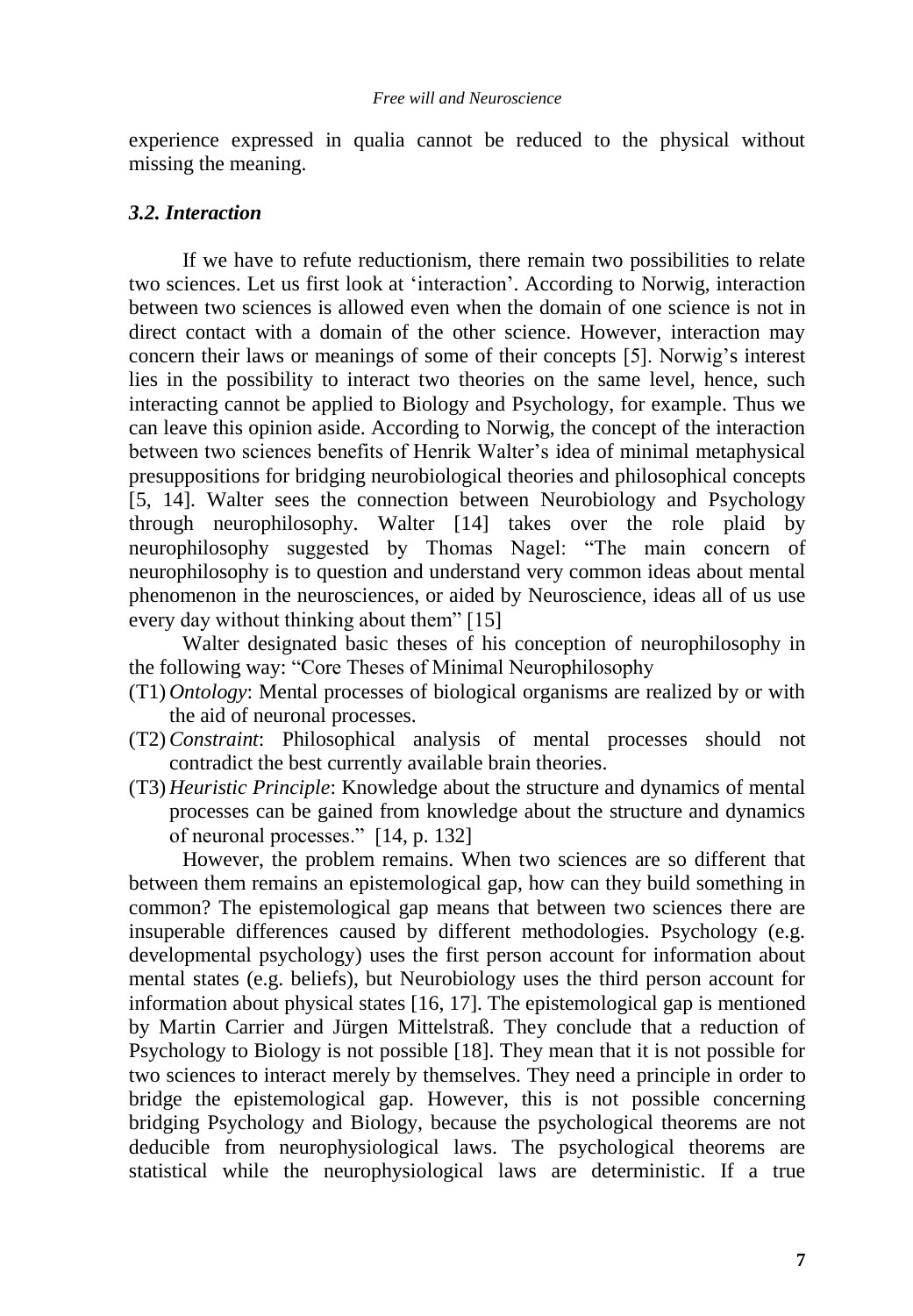experience expressed in qualia cannot be reduced to the physical without missing the meaning.

### *3.2. Interaction*

If we have to refute reductionism, there remain two possibilities to relate two sciences. Let us first look at 'interaction'. According to Norwig, interaction between two sciences is allowed even when the domain of one science is not in direct contact with a domain of the other science. However, interaction may concern their laws or meanings of some of their concepts [5]. Norwig's interest lies in the possibility to interact two theories on the same level, hence, such interacting cannot be applied to Biology and Psychology, for example. Thus we can leave this opinion aside. According to Norwig, the concept of the interaction between two sciences benefits of Henrik Walter's idea of minimal metaphysical presuppositions for bridging neurobiological theories and philosophical concepts [5, 14]. Walter sees the connection between Neurobiology and Psychology through neurophilosophy. Walter [14] takes over the role plaid by neurophilosophy suggested by Thomas Nagel: "The main concern of neurophilosophy is to question and understand very common ideas about mental phenomenon in the neurosciences, or aided by Neuroscience, ideas all of us use every day without thinking about them" [15]

Walter designated basic theses of his conception of neurophilosophy in the following way: "Core Theses of Minimal Neurophilosophy

- (T1) *Ontology*: Mental processes of biological organisms are realized by or with the aid of neuronal processes.
- (T2) *Constraint*: Philosophical analysis of mental processes should not contradict the best currently available brain theories.
- (T3) *Heuristic Principle*: Knowledge about the structure and dynamics of mental processes can be gained from knowledge about the structure and dynamics of neuronal processes." [14, p. 132]

However, the problem remains. When two sciences are so different that between them remains an epistemological gap, how can they build something in common? The epistemological gap means that between two sciences there are insuperable differences caused by different methodologies. Psychology (e.g. developmental psychology) uses the first person account for information about mental states (e.g. beliefs), but Neurobiology uses the third person account for information about physical states [16, 17]. The epistemological gap is mentioned by Martin Carrier and Jürgen Mittelstraß. They conclude that a reduction of Psychology to Biology is not possible [18]. They mean that it is not possible for two sciences to interact merely by themselves. They need a principle in order to bridge the epistemological gap. However, this is not possible concerning bridging Psychology and Biology, because the psychological theorems are not deducible from neurophysiological laws. The psychological theorems are statistical while the neurophysiological laws are deterministic. If a true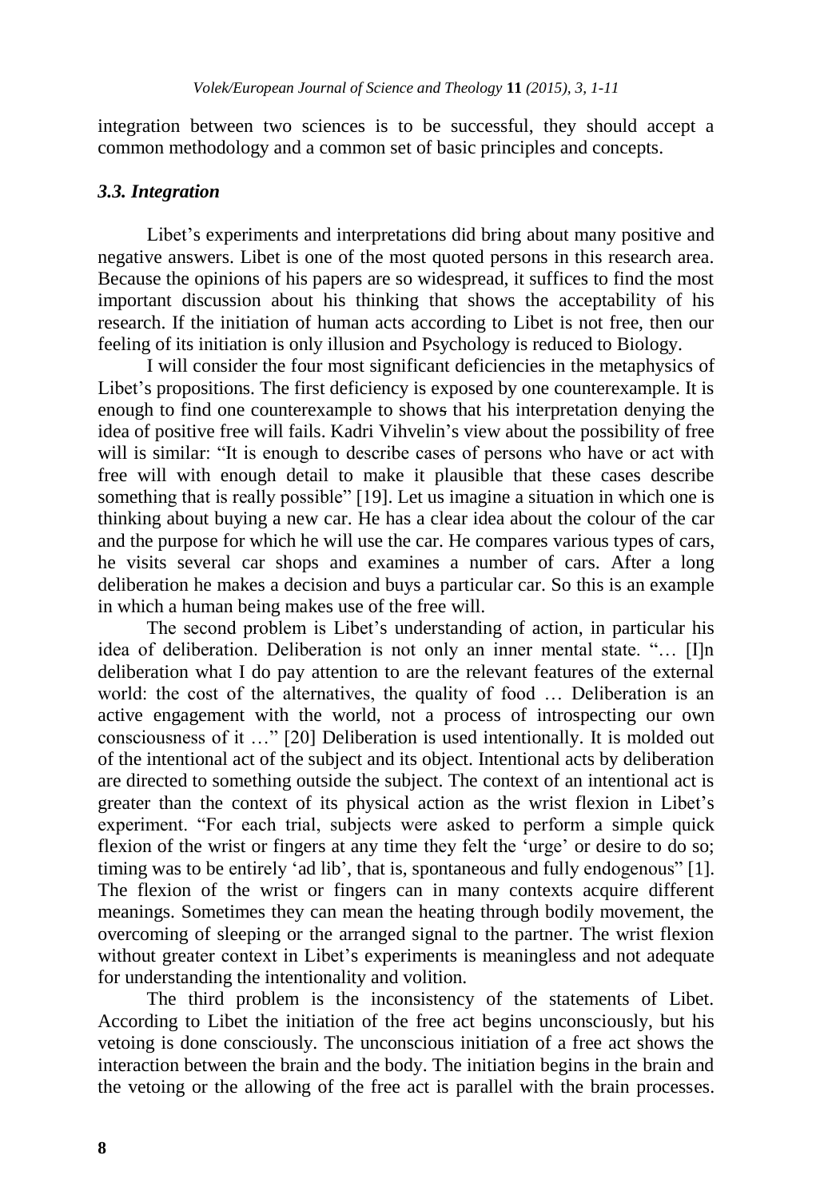integration between two sciences is to be successful, they should accept a common methodology and a common set of basic principles and concepts.

### *3.3. Integration*

Libet's experiments and interpretations did bring about many positive and negative answers. Libet is one of the most quoted persons in this research area. Because the opinions of his papers are so widespread, it suffices to find the most important discussion about his thinking that shows the acceptability of his research. If the initiation of human acts according to Libet is not free, then our feeling of its initiation is only illusion and Psychology is reduced to Biology.

I will consider the four most significant deficiencies in the metaphysics of Libet's propositions. The first deficiency is exposed by one counterexample. It is enough to find one counterexample to shows that his interpretation denying the idea of positive free will fails. Kadri Vihvelin's view about the possibility of free will is similar: "It is enough to describe cases of persons who have or act with free will with enough detail to make it plausible that these cases describe something that is really possible" [19]. Let us imagine a situation in which one is thinking about buying a new car. He has a clear idea about the colour of the car and the purpose for which he will use the car. He compares various types of cars, he visits several car shops and examines a number of cars. After a long deliberation he makes a decision and buys a particular car. So this is an example in which a human being makes use of the free will.

The second problem is Libet's understanding of action, in particular his idea of deliberation. Deliberation is not only an inner mental state. "… [I]n deliberation what I do pay attention to are the relevant features of the external world: the cost of the alternatives, the quality of food … Deliberation is an active engagement with the world, not a process of introspecting our own consciousness of it …" [20] Deliberation is used intentionally. It is molded out of the intentional act of the subject and its object. Intentional acts by deliberation are directed to something outside the subject. The context of an intentional act is greater than the context of its physical action as the wrist flexion in Libet's experiment. "For each trial, subjects were asked to perform a simple quick flexion of the wrist or fingers at any time they felt the 'urge' or desire to do so; timing was to be entirely 'ad lib', that is, spontaneous and fully endogenous" [1]. The flexion of the wrist or fingers can in many contexts acquire different meanings. Sometimes they can mean the heating through bodily movement, the overcoming of sleeping or the arranged signal to the partner. The wrist flexion without greater context in Libet's experiments is meaningless and not adequate for understanding the intentionality and volition.

The third problem is the inconsistency of the statements of Libet. According to Libet the initiation of the free act begins unconsciously, but his vetoing is done consciously. The unconscious initiation of a free act shows the interaction between the brain and the body. The initiation begins in the brain and the vetoing or the allowing of the free act is parallel with the brain processes.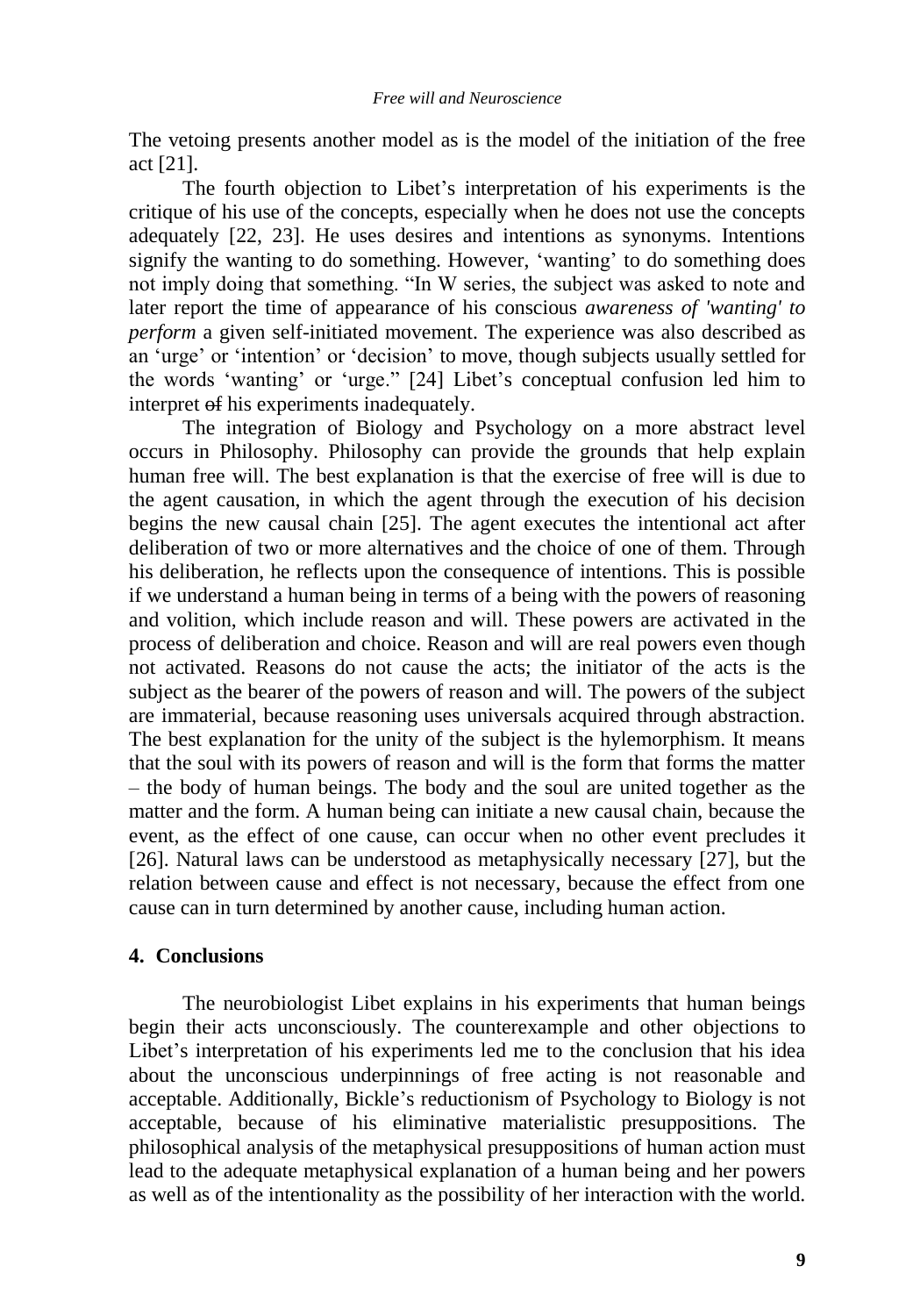The vetoing presents another model as is the model of the initiation of the free act [21].

The fourth objection to Libet's interpretation of his experiments is the critique of his use of the concepts, especially when he does not use the concepts adequately [22, 23]. He uses desires and intentions as synonyms. Intentions signify the wanting to do something. However, 'wanting' to do something does not imply doing that something. "In W series, the subject was asked to note and later report the time of appearance of his conscious *awareness of 'wanting' to perform* a given self-initiated movement. The experience was also described as an 'urge' or 'intention' or 'decision' to move, though subjects usually settled for the words 'wanting' or 'urge." [24] Libet's conceptual confusion led him to interpret ~~of~~ his experiments inadequately.

The integration of Biology and Psychology on a more abstract level occurs in Philosophy. Philosophy can provide the grounds that help explain human free will. The best explanation is that the exercise of free will is due to the agent causation, in which the agent through the execution of his decision begins the new causal chain [25]. The agent executes the intentional act after deliberation of two or more alternatives and the choice of one of them. Through his deliberation, he reflects upon the consequence of intentions. This is possible if we understand a human being in terms of a being with the powers of reasoning and volition, which include reason and will. These powers are activated in the process of deliberation and choice. Reason and will are real powers even though not activated. Reasons do not cause the acts; the initiator of the acts is the subject as the bearer of the powers of reason and will. The powers of the subject are immaterial, because reasoning uses universals acquired through abstraction. The best explanation for the unity of the subject is the hylemorphism. It means that the soul with its powers of reason and will is the form that forms the matter – the body of human beings. The body and the soul are united together as the matter and the form. A human being can initiate a new causal chain, because the event, as the effect of one cause, can occur when no other event precludes it [26]. Natural laws can be understood as metaphysically necessary [27], but the relation between cause and effect is not necessary, because the effect from one cause can in turn determined by another cause, including human action.

## 4. Conclusions

The neurobiologist Libet explains in his experiments that human beings begin their acts unconsciously. The counterexample and other objections to Libet's interpretation of his experiments led me to the conclusion that his idea about the unconscious underpinnings of free acting is not reasonable and acceptable. Additionally, Bickle's reductionism of Psychology to Biology is not acceptable, because of his eliminative materialistic presuppositions. The philosophical analysis of the metaphysical presuppositions of human action must lead to the adequate metaphysical explanation of a human being and her powers as well as of the intentionality as the possibility of her interaction with the world.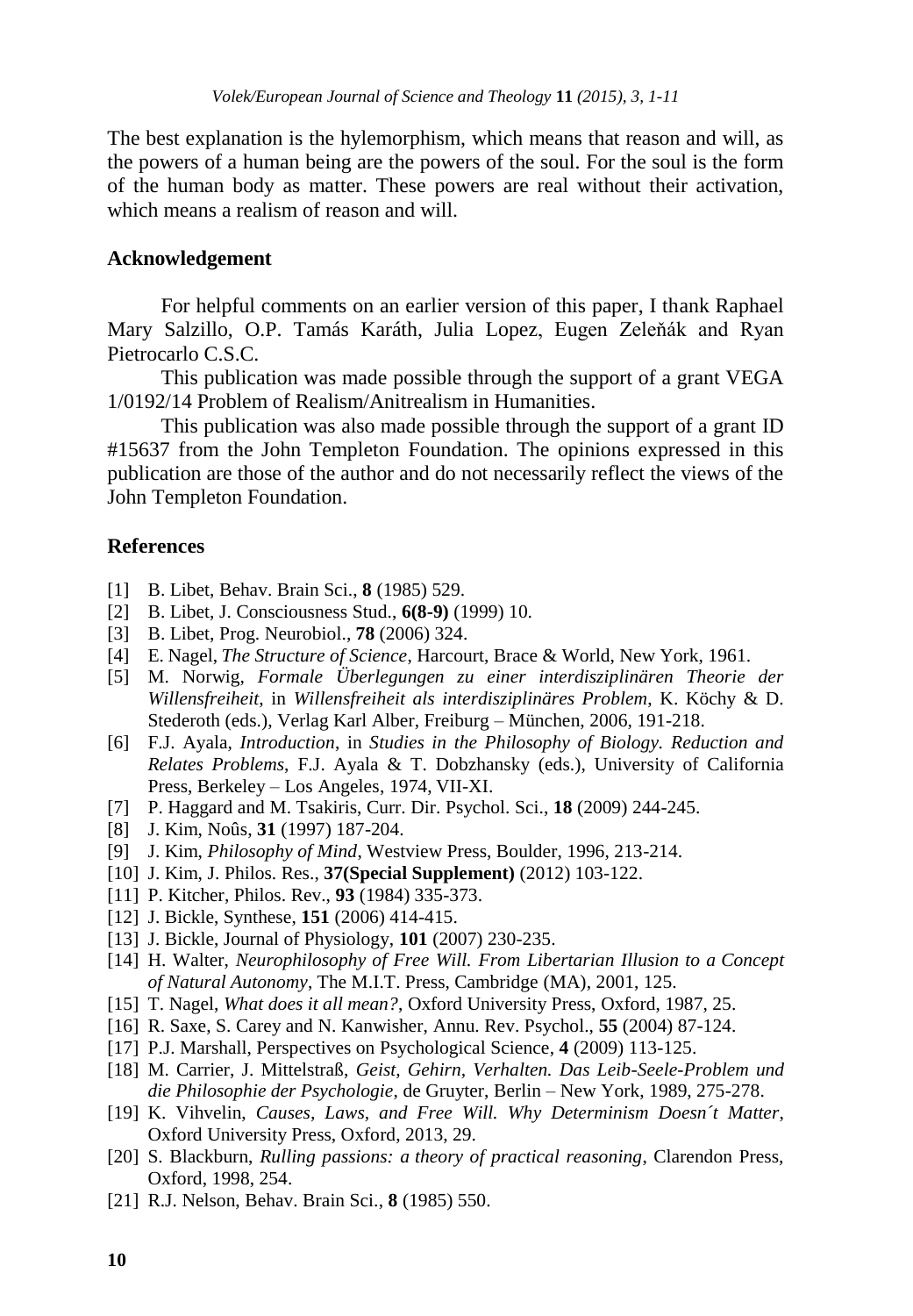The best explanation is the hylemorphism, which means that reason and will, as the powers of a human being are the powers of the soul. For the soul is the form of the human body as matter. These powers are real without their activation, which means a realism of reason and will.

## Acknowledgement

For helpful comments on an earlier version of this paper, I thank Raphael Mary Salzillo, O.P. Tamás Karáth, Julia Lopez, Eugen Zeleňák and Ryan Pietrocarlo C.S.C.

This publication was made possible through the support of a grant VEGA 1/0192/14 Problem of Realism/Anitrealism in Humanities.

This publication was also made possible through the support of a grant ID #15637 from the John Templeton Foundation. The opinions expressed in this publication are those of the author and do not necessarily reflect the views of the John Templeton Foundation.

## References

[1] B. Libet, Behav. Brain Sci., **8** (1985) 529.
[2] B. Libet, J. Consciousness Stud., **6(8-9)** (1999) 10.
[3] B. Libet, Prog. Neurobiol., **78** (2006) 324.
[4] E. Nagel, *The Structure of Science*, Harcourt, Brace & World, New York, 1961.
[5] M. Norwig, *Formale Überlegungen zu einer interdisziplinären Theorie der Willensfreiheit*, in *Willensfreiheit als interdisziplinäres Problem*, K. Köchy & D. Stederoth (eds.), Verlag Karl Alber, Freiburg – München, 2006, 191-218.
[6] F.J. Ayala, *Introduction*, in *Studies in the Philosophy of Biology. Reduction and Relates Problems*, F.J. Ayala & T. Dobzhansky (eds.), University of California Press, Berkeley – Los Angeles, 1974, VII-XI.
[7] P. Haggard and M. Tsakiris, Curr. Dir. Psychol. Sci., **18** (2009) 244-245.
[8] J. Kim, Noûs, **31** (1997) 187-204.
[9] J. Kim, *Philosophy of Mind*, Westview Press, Boulder, 1996, 213-214.
[10] J. Kim, J. Philos. Res., **37(Special Supplement)** (2012) 103-122.
[11] P. Kitcher, Philos. Rev., **93** (1984) 335-373.
[12] J. Bickle, Synthese, **151** (2006) 414-415.
[13] J. Bickle, Journal of Physiology, **101** (2007) 230-235.
[14] H. Walter, *Neurophilosophy of Free Will. From Libertarian Illusion to a Concept of Natural Autonomy*, The M.I.T. Press, Cambridge (MA), 2001, 125.
[15] T. Nagel, *What does it all mean?*, Oxford University Press, Oxford, 1987, 25.
[16] R. Saxe, S. Carey and N. Kanwisher, Annu. Rev. Psychol., **55** (2004) 87-124.
[17] P.J. Marshall, Perspectives on Psychological Science, **4** (2009) 113-125.
[18] M. Carrier, J. Mittelstraß, *Geist, Gehirn, Verhalten. Das Leib-Seele-Problem und die Philosophie der Psychologie*, de Gruyter, Berlin – New York, 1989, 275-278.
[19] K. Vihvelin, *Causes, Laws, and Free Will. Why Determinism Doesn´t Matter*, Oxford University Press, Oxford, 2013, 29.
[20] S. Blackburn, *Rulling passions: a theory of practical reasoning*, Clarendon Press, Oxford, 1998, 254.
[21] R.J. Nelson, Behav. Brain Sci., **8** (1985) 550.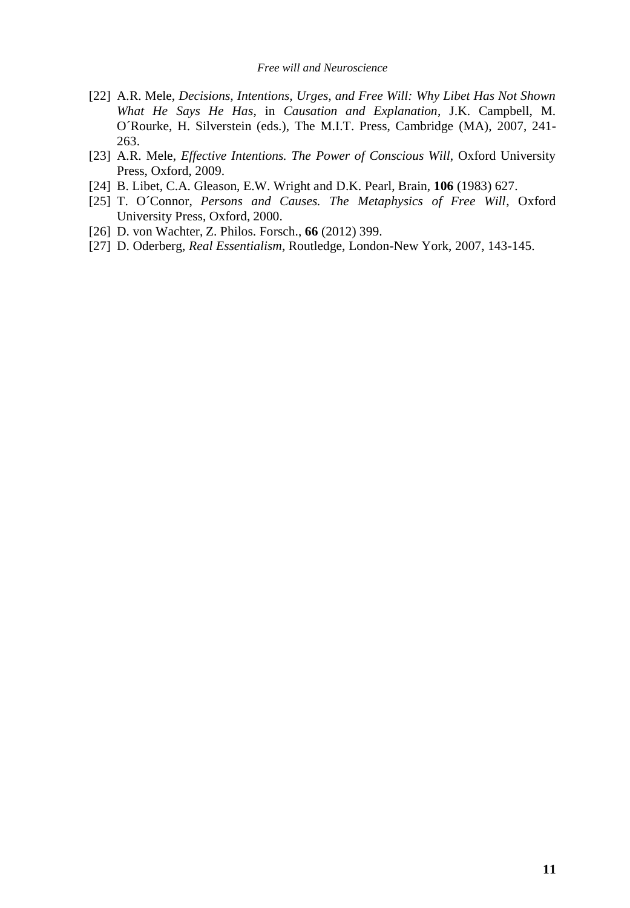[22] A.R. Mele, *Decisions, Intentions, Urges, and Free Will: Why Libet Has Not Shown What He Says He Has*, in *Causation and Explanation*, J.K. Campbell, M. O´Rourke, H. Silverstein (eds.), The M.I.T. Press, Cambridge (MA), 2007, 241-263.

[23] A.R. Mele, *Effective Intentions. The Power of Conscious Will*, Oxford University Press, Oxford, 2009.

[24] B. Libet, C.A. Gleason, E.W. Wright and D.K. Pearl, Brain, **106** (1983) 627.

[25] T. O´Connor, *Persons and Causes. The Metaphysics of Free Will*, Oxford University Press, Oxford, 2000.

[26] D. von Wachter, Z. Philos. Forsch., **66** (2012) 399.

[27] D. Oderberg, *Real Essentialism*, Routledge, London-New York, 2007, 143-145.